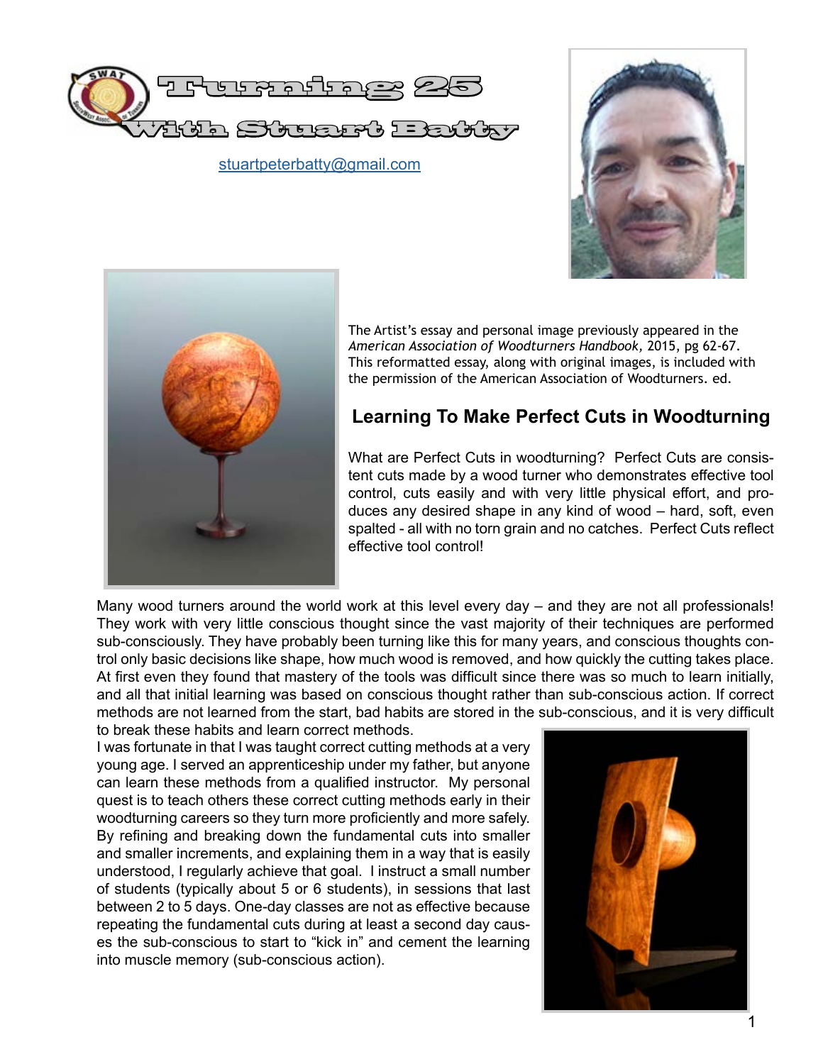# Turning 25 With Stuart Batty

stuartpeterbatty@gmail.com

The Artist's essay and personal image previously appeared in the *American Association of Woodturners Handbook*, 2015, pg 62-67. This reformatted essay, along with original images, is included with the permission of the American Association of Woodturners. ed.

## Learning To Make Perfect Cuts in Woodturning

What are Perfect Cuts in woodturning? Perfect Cuts are consistent cuts made by a wood turner who demonstrates effective tool control, cuts easily and with very little physical effort, and produces any desired shape in any kind of wood – hard, soft, even spalted - all with no torn grain and no catches. Perfect Cuts reflect effective tool control!

Many wood turners around the world work at this level every day – and they are not all professionals! They work with very little conscious thought since the vast majority of their techniques are performed sub-consciously. They have probably been turning like this for many years, and conscious thoughts control only basic decisions like shape, how much wood is removed, and how quickly the cutting takes place. At first even they found that mastery of the tools was difficult since there was so much to learn initially, and all that initial learning was based on conscious thought rather than sub-conscious action. If correct methods are not learned from the start, bad habits are stored in the sub-conscious, and it is very difficult to break these habits and learn correct methods.

I was fortunate in that I was taught correct cutting methods at a very young age. I served an apprenticeship under my father, but anyone can learn these methods from a qualified instructor. My personal quest is to teach others these correct cutting methods early in their woodturning careers so they turn more proficiently and more safely. By refining and breaking down the fundamental cuts into smaller and smaller increments, and explaining them in a way that is easily understood, I regularly achieve that goal. I instruct a small number of students (typically about 5 or 6 students), in sessions that last between 2 to 5 days. One-day classes are not as effective because repeating the fundamental cuts during at least a second day causes the sub-conscious to start to "kick in" and cement the learning into muscle memory (sub-conscious action).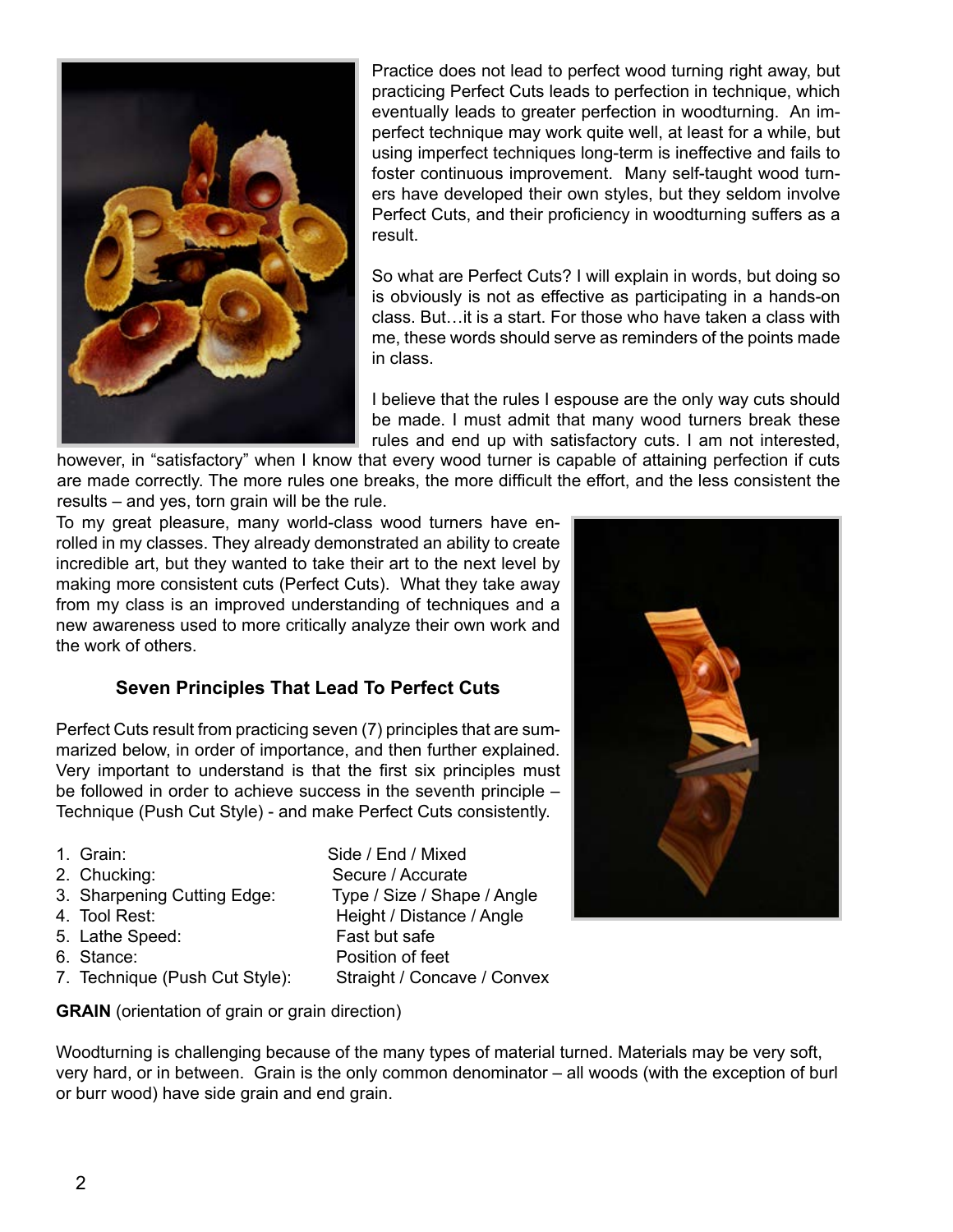Practice does not lead to perfect wood turning right away, but practicing Perfect Cuts leads to perfection in technique, which eventually leads to greater perfection in woodturning. An imperfect technique may work quite well, at least for a while, but using imperfect techniques long-term is ineffective and fails to foster continuous improvement. Many self-taught wood turners have developed their own styles, but they seldom involve Perfect Cuts, and their proficiency in woodturning suffers as a result.

So what are Perfect Cuts? I will explain in words, but doing so is obviously is not as effective as participating in a hands-on class. But…it is a start. For those who have taken a class with me, these words should serve as reminders of the points made in class.

I believe that the rules I espouse are the only way cuts should be made. I must admit that many wood turners break these rules and end up with satisfactory cuts. I am not interested, however, in "satisfactory" when I know that every wood turner is capable of attaining perfection if cuts are made correctly. The more rules one breaks, the more difficult the effort, and the less consistent the results – and yes, torn grain will be the rule.

To my great pleasure, many world-class wood turners have enrolled in my classes. They already demonstrated an ability to create incredible art, but they wanted to take their art to the next level by making more consistent cuts (Perfect Cuts). What they take away from my class is an improved understanding of techniques and a new awareness used to more critically analyze their own work and the work of others.

### Seven Principles That Lead To Perfect Cuts

Perfect Cuts result from practicing seven (7) principles that are summarized below, in order of importance, and then further explained. Very important to understand is that the first six principles must be followed in order to achieve success in the seventh principle – Technique (Push Cut Style) - and make Perfect Cuts consistently.

1. Grain: Side / End / Mixed
2. Chucking: Secure / Accurate
3. Sharpening Cutting Edge: Type / Size / Shape / Angle
4. Tool Rest: Height / Distance / Angle
5. Lathe Speed: Fast but safe
6. Stance: Position of feet
7. Technique (Push Cut Style): Straight / Concave / Convex

**GRAIN** (orientation of grain or grain direction)

Woodturning is challenging because of the many types of material turned. Materials may be very soft, very hard, or in between. Grain is the only common denominator – all woods (with the exception of burl or burr wood) have side grain and end grain.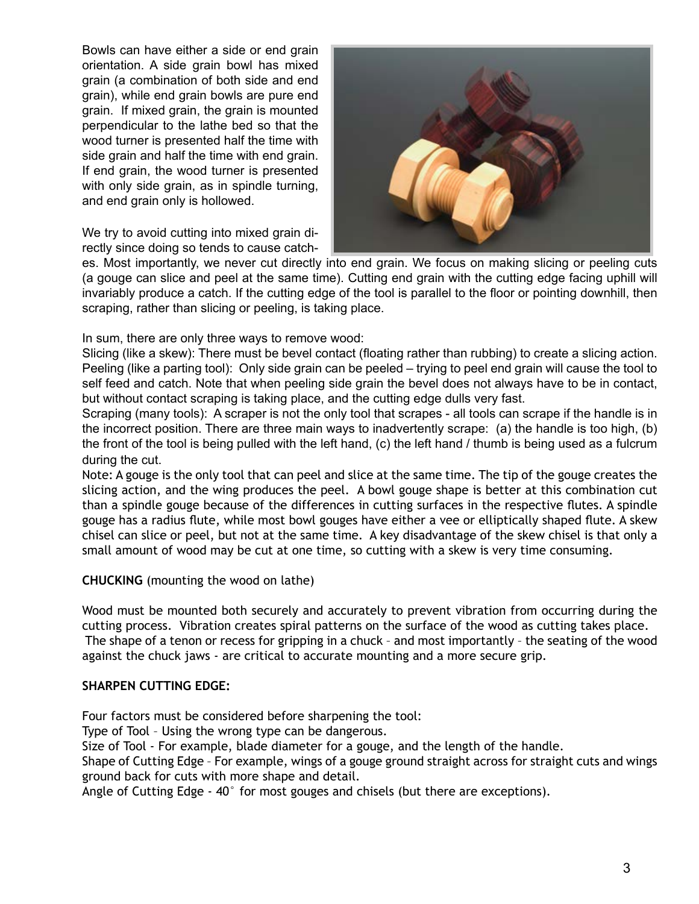Bowls can have either a side or end grain orientation. A side grain bowl has mixed grain (a combination of both side and end grain), while end grain bowls are pure end grain. If mixed grain, the grain is mounted perpendicular to the lathe bed so that the wood turner is presented half the time with side grain and half the time with end grain. If end grain, the wood turner is presented with only side grain, as in spindle turning, and end grain only is hollowed.

We try to avoid cutting into mixed grain directly since doing so tends to cause catches. Most importantly, we never cut directly into end grain. We focus on making slicing or peeling cuts (a gouge can slice and peel at the same time). Cutting end grain with the cutting edge facing uphill will invariably produce a catch. If the cutting edge of the tool is parallel to the floor or pointing downhill, then scraping, rather than slicing or peeling, is taking place.

In sum, there are only three ways to remove wood:

Slicing (like a skew): There must be bevel contact (floating rather than rubbing) to create a slicing action.

Peeling (like a parting tool): Only side grain can be peeled – trying to peel end grain will cause the tool to self feed and catch. Note that when peeling side grain the bevel does not always have to be in contact, but without contact scraping is taking place, and the cutting edge dulls very fast.

Scraping (many tools): A scraper is not the only tool that scrapes - all tools can scrape if the handle is in the incorrect position. There are three main ways to inadvertently scrape: (a) the handle is too high, (b) the front of the tool is being pulled with the left hand, (c) the left hand / thumb is being used as a fulcrum during the cut.

Note: A gouge is the only tool that can peel and slice at the same time. The tip of the gouge creates the slicing action, and the wing produces the peel. A bowl gouge shape is better at this combination cut than a spindle gouge because of the differences in cutting surfaces in the respective flutes. A spindle gouge has a radius flute, while most bowl gouges have either a vee or elliptically shaped flute. A skew chisel can slice or peel, but not at the same time. A key disadvantage of the skew chisel is that only a small amount of wood may be cut at one time, so cutting with a skew is very time consuming.

**CHUCKING** (mounting the wood on lathe)

Wood must be mounted both securely and accurately to prevent vibration from occurring during the cutting process. Vibration creates spiral patterns on the surface of the wood as cutting takes place. The shape of a tenon or recess for gripping in a chuck – and most importantly – the seating of the wood against the chuck jaws - are critical to accurate mounting and a more secure grip.

**SHARPEN CUTTING EDGE:**

Four factors must be considered before sharpening the tool:

Type of Tool – Using the wrong type can be dangerous.

Size of Tool - For example, blade diameter for a gouge, and the length of the handle.

Shape of Cutting Edge – For example, wings of a gouge ground straight across for straight cuts and wings ground back for cuts with more shape and detail.

Angle of Cutting Edge - 40° for most gouges and chisels (but there are exceptions).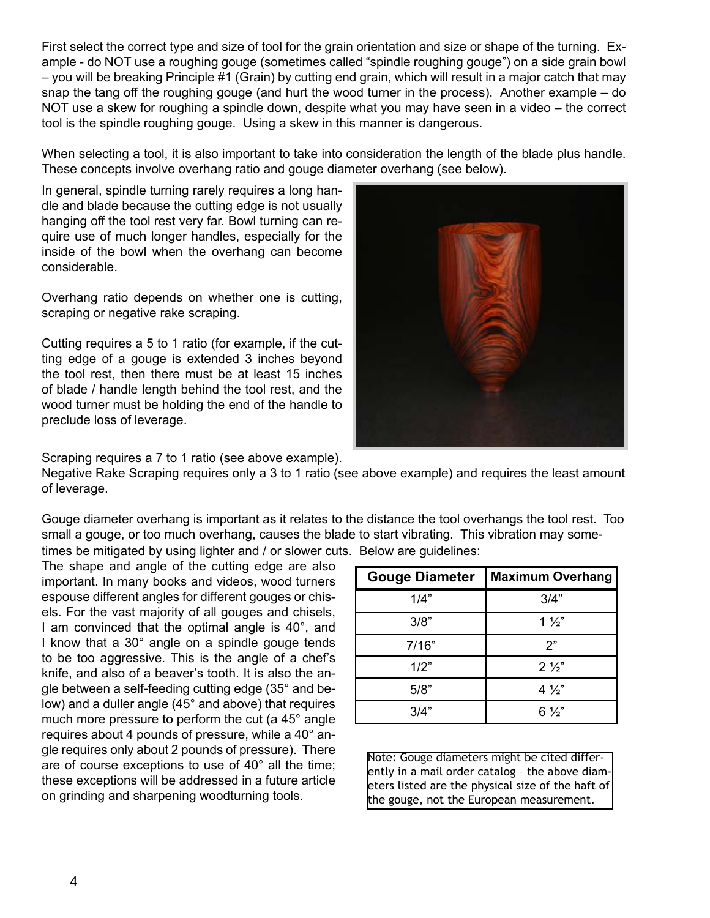First select the correct type and size of tool for the grain orientation and size or shape of the turning. Example - do NOT use a roughing gouge (sometimes called "spindle roughing gouge") on a side grain bowl – you will be breaking Principle #1 (Grain) by cutting end grain, which will result in a major catch that may snap the tang off the roughing gouge (and hurt the wood turner in the process). Another example – do NOT use a skew for roughing a spindle down, despite what you may have seen in a video – the correct tool is the spindle roughing gouge. Using a skew in this manner is dangerous.

When selecting a tool, it is also important to take into consideration the length of the blade plus handle. These concepts involve overhang ratio and gouge diameter overhang (see below).

In general, spindle turning rarely requires a long handle and blade because the cutting edge is not usually hanging off the tool rest very far. Bowl turning can require use of much longer handles, especially for the inside of the bowl when the overhang can become considerable.

Overhang ratio depends on whether one is cutting, scraping or negative rake scraping.

Cutting requires a 5 to 1 ratio (for example, if the cutting edge of a gouge is extended 3 inches beyond the tool rest, then there must be at least 15 inches of blade / handle length behind the tool rest, and the wood turner must be holding the end of the handle to preclude loss of leverage.

Scraping requires a 7 to 1 ratio (see above example).
Negative Rake Scraping requires only a 3 to 1 ratio (see above example) and requires the least amount of leverage.

Gouge diameter overhang is important as it relates to the distance the tool overhangs the tool rest. Too small a gouge, or too much overhang, causes the blade to start vibrating. This vibration may sometimes be mitigated by using lighter and / or slower cuts. Below are guidelines:

| Gouge Diameter | Maximum Overhang |
|---|---|
| 1/4" | 3/4" |
| 3/8" | 1 ½" |
| 7/16" | 2" |
| 1/2" | 2 ½" |
| 5/8" | 4 ½" |
| 3/4" | 6 ½" |

Note: Gouge diameters might be cited differently in a mail order catalog – the above diameters listed are the physical size of the haft of the gouge, not the European measurement.

The shape and angle of the cutting edge are also important. In many books and videos, wood turners espouse different angles for different gouges or chisels. For the vast majority of all gouges and chisels, I am convinced that the optimal angle is 40°, and I know that a 30° angle on a spindle gouge tends to be too aggressive. This is the angle of a chef's knife, and also of a beaver's tooth. It is also the angle between a self-feeding cutting edge (35° and below) and a duller angle (45° and above) that requires much more pressure to perform the cut (a 45° angle requires about 4 pounds of pressure, while a 40° angle requires only about 2 pounds of pressure). There are of course exceptions to use of 40° all the time; these exceptions will be addressed in a future article on grinding and sharpening woodturning tools.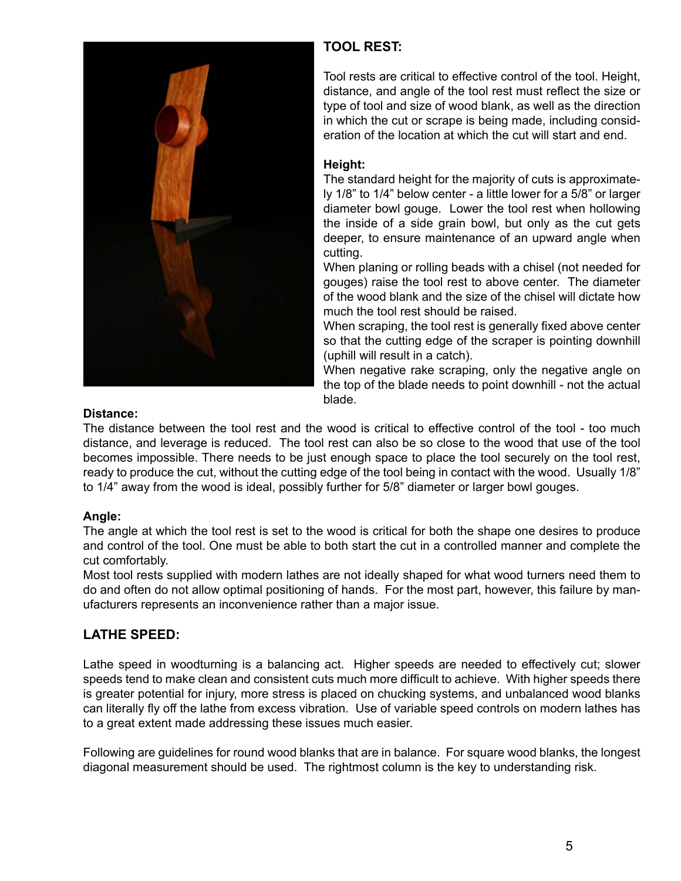## TOOL REST:

Tool rests are critical to effective control of the tool. Height, distance, and angle of the tool rest must reflect the size or type of tool and size of wood blank, as well as the direction in which the cut or scrape is being made, including consideration of the location at which the cut will start and end.

**Height:**
The standard height for the majority of cuts is approximately 1/8" to 1/4" below center - a little lower for a 5/8" or larger diameter bowl gouge. Lower the tool rest when hollowing the inside of a side grain bowl, but only as the cut gets deeper, to ensure maintenance of an upward angle when cutting.
When planing or rolling beads with a chisel (not needed for gouges) raise the tool rest to above center. The diameter of the wood blank and the size of the chisel will dictate how much the tool rest should be raised.
When scraping, the tool rest is generally fixed above center so that the cutting edge of the scraper is pointing downhill (uphill will result in a catch).
When negative rake scraping, only the negative angle on the top of the blade needs to point downhill - not the actual blade.

**Distance:**
The distance between the tool rest and the wood is critical to effective control of the tool - too much distance, and leverage is reduced. The tool rest can also be so close to the wood that use of the tool becomes impossible. There needs to be just enough space to place the tool securely on the tool rest, ready to produce the cut, without the cutting edge of the tool being in contact with the wood. Usually 1/8" to 1/4" away from the wood is ideal, possibly further for 5/8" diameter or larger bowl gouges.

**Angle:**
The angle at which the tool rest is set to the wood is critical for both the shape one desires to produce and control of the tool. One must be able to both start the cut in a controlled manner and complete the cut comfortably.
Most tool rests supplied with modern lathes are not ideally shaped for what wood turners need them to do and often do not allow optimal positioning of hands. For the most part, however, this failure by manufacturers represents an inconvenience rather than a major issue.

## LATHE SPEED:

Lathe speed in woodturning is a balancing act. Higher speeds are needed to effectively cut; slower speeds tend to make clean and consistent cuts much more difficult to achieve. With higher speeds there is greater potential for injury, more stress is placed on chucking systems, and unbalanced wood blanks can literally fly off the lathe from excess vibration. Use of variable speed controls on modern lathes has to a great extent made addressing these issues much easier.

Following are guidelines for round wood blanks that are in balance. For square wood blanks, the longest diagonal measurement should be used. The rightmost column is the key to understanding risk.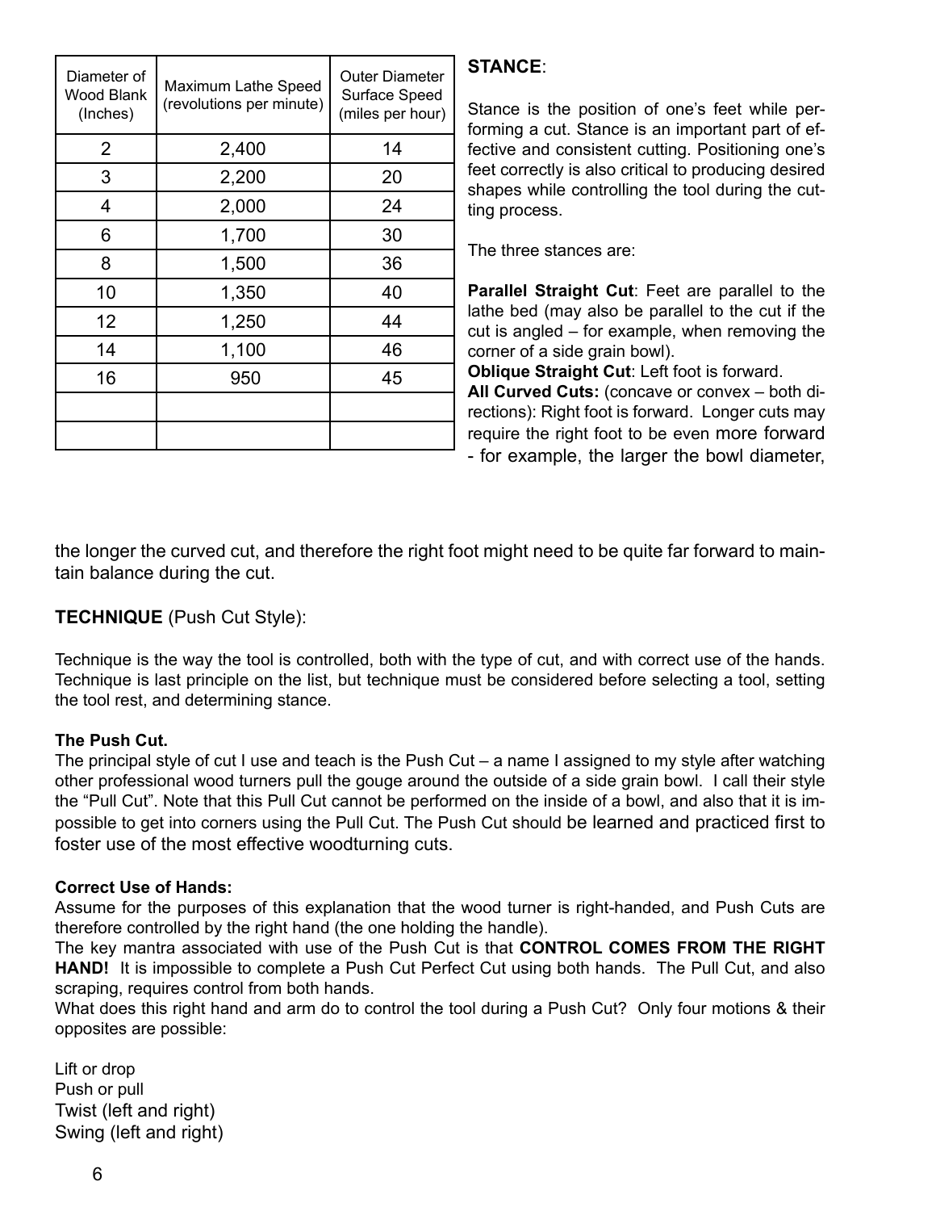| Diameter of Wood Blank (Inches) | Maximum Lathe Speed (revolutions per minute) | Outer Diameter Surface Speed (miles per hour) |
|---|---|---|
| 2 | 2,400 | 14 |
| 3 | 2,200 | 20 |
| 4 | 2,000 | 24 |
| 6 | 1,700 | 30 |
| 8 | 1,500 | 36 |
| 10 | 1,350 | 40 |
| 12 | 1,250 | 44 |
| 14 | 1,100 | 46 |
| 16 | 950 | 45 |
| | | |
| | | |

**STANCE**:

Stance is the position of one's feet while performing a cut. Stance is an important part of effective and consistent cutting. Positioning one's feet correctly is also critical to producing desired shapes while controlling the tool during the cutting process.

The three stances are:

**Parallel Straight Cut**: Feet are parallel to the lathe bed (may also be parallel to the cut if the cut is angled – for example, when removing the corner of a side grain bowl).
**Oblique Straight Cut**: Left foot is forward.
**All Curved Cuts:** (concave or convex – both directions): Right foot is forward. Longer cuts may require the right foot to be even more forward - for example, the larger the bowl diameter, the longer the curved cut, and therefore the right foot might need to be quite far forward to maintain balance during the cut.

**TECHNIQUE** (Push Cut Style):

Technique is the way the tool is controlled, both with the type of cut, and with correct use of the hands. Technique is last principle on the list, but technique must be considered before selecting a tool, setting the tool rest, and determining stance.

**The Push Cut.**
The principal style of cut I use and teach is the Push Cut – a name I assigned to my style after watching other professional wood turners pull the gouge around the outside of a side grain bowl. I call their style the "Pull Cut". Note that this Pull Cut cannot be performed on the inside of a bowl, and also that it is impossible to get into corners using the Pull Cut. The Push Cut should be learned and practiced first to foster use of the most effective woodturning cuts.

**Correct Use of Hands:**
Assume for the purposes of this explanation that the wood turner is right-handed, and Push Cuts are therefore controlled by the right hand (the one holding the handle).
The key mantra associated with use of the Push Cut is that **CONTROL COMES FROM THE RIGHT HAND!** It is impossible to complete a Push Cut Perfect Cut using both hands. The Pull Cut, and also scraping, requires control from both hands.
What does this right hand and arm do to control the tool during a Push Cut? Only four motions & their opposites are possible:

Lift or drop
Push or pull
Twist (left and right)
Swing (left and right)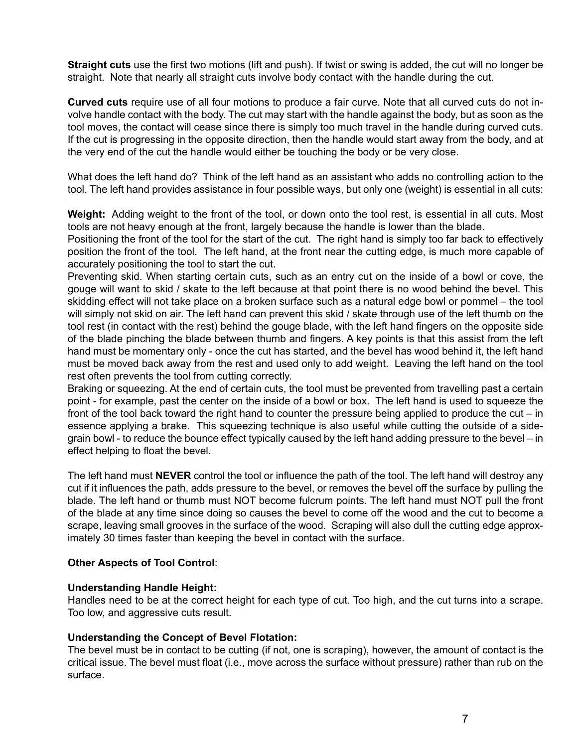**Straight cuts** use the first two motions (lift and push). If twist or swing is added, the cut will no longer be straight. Note that nearly all straight cuts involve body contact with the handle during the cut.

**Curved cuts** require use of all four motions to produce a fair curve. Note that all curved cuts do not involve handle contact with the body. The cut may start with the handle against the body, but as soon as the tool moves, the contact will cease since there is simply too much travel in the handle during curved cuts. If the cut is progressing in the opposite direction, then the handle would start away from the body, and at the very end of the cut the handle would either be touching the body or be very close.

What does the left hand do? Think of the left hand as an assistant who adds no controlling action to the tool. The left hand provides assistance in four possible ways, but only one (weight) is essential in all cuts:

**Weight:** Adding weight to the front of the tool, or down onto the tool rest, is essential in all cuts. Most tools are not heavy enough at the front, largely because the handle is lower than the blade.
Positioning the front of the tool for the start of the cut. The right hand is simply too far back to effectively position the front of the tool. The left hand, at the front near the cutting edge, is much more capable of accurately positioning the tool to start the cut.
Preventing skid. When starting certain cuts, such as an entry cut on the inside of a bowl or cove, the gouge will want to skid / skate to the left because at that point there is no wood behind the bevel. This skidding effect will not take place on a broken surface such as a natural edge bowl or pommel – the tool will simply not skid on air. The left hand can prevent this skid / skate through use of the left thumb on the tool rest (in contact with the rest) behind the gouge blade, with the left hand fingers on the opposite side of the blade pinching the blade between thumb and fingers. A key points is that this assist from the left hand must be momentary only - once the cut has started, and the bevel has wood behind it, the left hand must be moved back away from the rest and used only to add weight. Leaving the left hand on the tool rest often prevents the tool from cutting correctly.
Braking or squeezing. At the end of certain cuts, the tool must be prevented from travelling past a certain point - for example, past the center on the inside of a bowl or box. The left hand is used to squeeze the front of the tool back toward the right hand to counter the pressure being applied to produce the cut – in essence applying a brake. This squeezing technique is also useful while cutting the outside of a side-grain bowl - to reduce the bounce effect typically caused by the left hand adding pressure to the bevel – in effect helping to float the bevel.

The left hand must **NEVER** control the tool or influence the path of the tool. The left hand will destroy any cut if it influences the path, adds pressure to the bevel, or removes the bevel off the surface by pulling the blade. The left hand or thumb must NOT become fulcrum points. The left hand must NOT pull the front of the blade at any time since doing so causes the bevel to come off the wood and the cut to become a scrape, leaving small grooves in the surface of the wood. Scraping will also dull the cutting edge approximately 30 times faster than keeping the bevel in contact with the surface.

**Other Aspects of Tool Control**:

**Understanding Handle Height:**
Handles need to be at the correct height for each type of cut. Too high, and the cut turns into a scrape. Too low, and aggressive cuts result.

**Understanding the Concept of Bevel Flotation:**
The bevel must be in contact to be cutting (if not, one is scraping), however, the amount of contact is the critical issue. The bevel must float (i.e., move across the surface without pressure) rather than rub on the surface.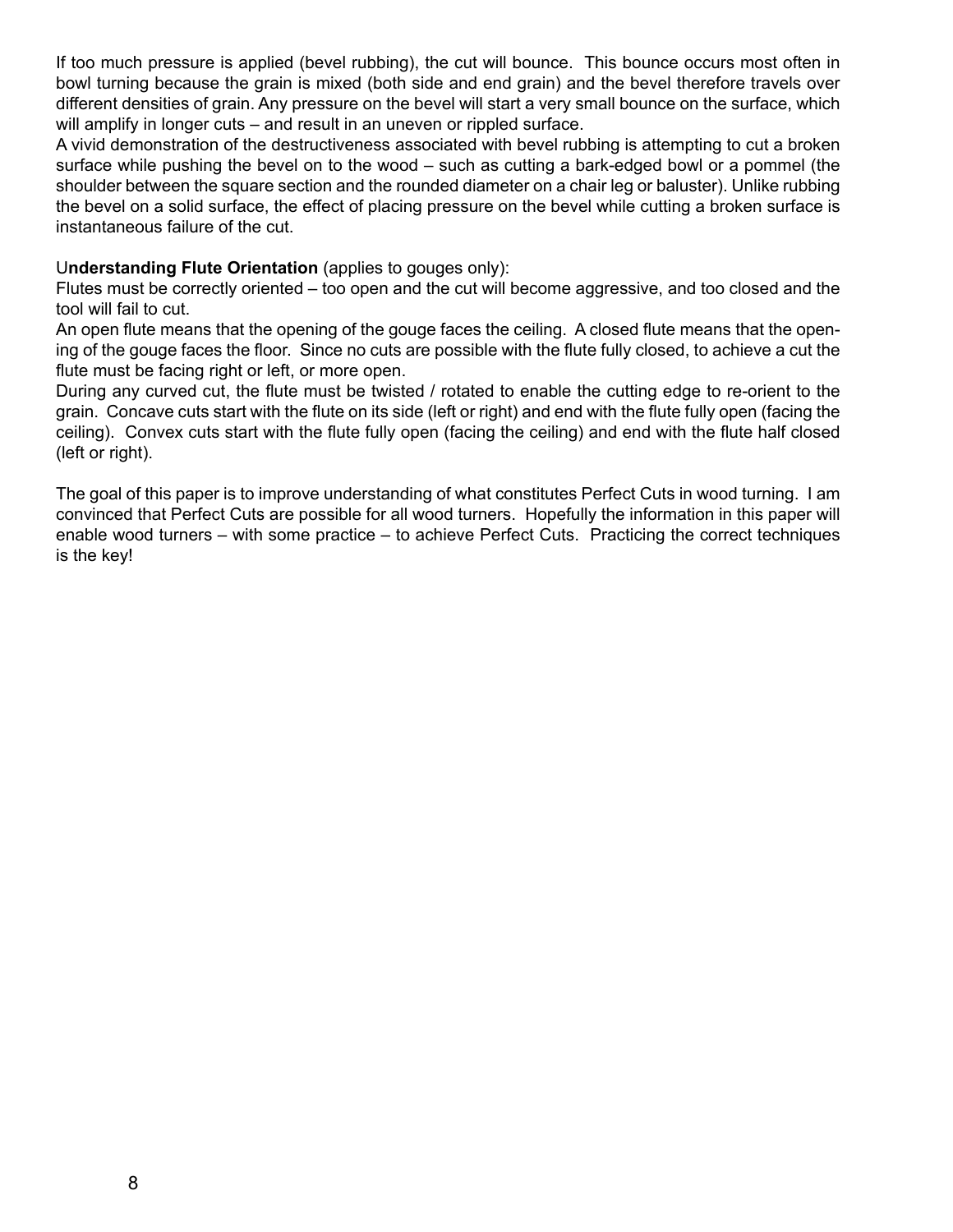If too much pressure is applied (bevel rubbing), the cut will bounce. This bounce occurs most often in bowl turning because the grain is mixed (both side and end grain) and the bevel therefore travels over different densities of grain. Any pressure on the bevel will start a very small bounce on the surface, which will amplify in longer cuts – and result in an uneven or rippled surface.

A vivid demonstration of the destructiveness associated with bevel rubbing is attempting to cut a broken surface while pushing the bevel on to the wood – such as cutting a bark-edged bowl or a pommel (the shoulder between the square section and the rounded diameter on a chair leg or baluster). Unlike rubbing the bevel on a solid surface, the effect of placing pressure on the bevel while cutting a broken surface is instantaneous failure of the cut.

U**nderstanding Flute Orientation** (applies to gouges only):

Flutes must be correctly oriented – too open and the cut will become aggressive, and too closed and the tool will fail to cut.

An open flute means that the opening of the gouge faces the ceiling. A closed flute means that the opening of the gouge faces the floor. Since no cuts are possible with the flute fully closed, to achieve a cut the flute must be facing right or left, or more open.

During any curved cut, the flute must be twisted / rotated to enable the cutting edge to re-orient to the grain. Concave cuts start with the flute on its side (left or right) and end with the flute fully open (facing the ceiling). Convex cuts start with the flute fully open (facing the ceiling) and end with the flute half closed (left or right).

The goal of this paper is to improve understanding of what constitutes Perfect Cuts in wood turning. I am convinced that Perfect Cuts are possible for all wood turners. Hopefully the information in this paper will enable wood turners – with some practice – to achieve Perfect Cuts. Practicing the correct techniques is the key!